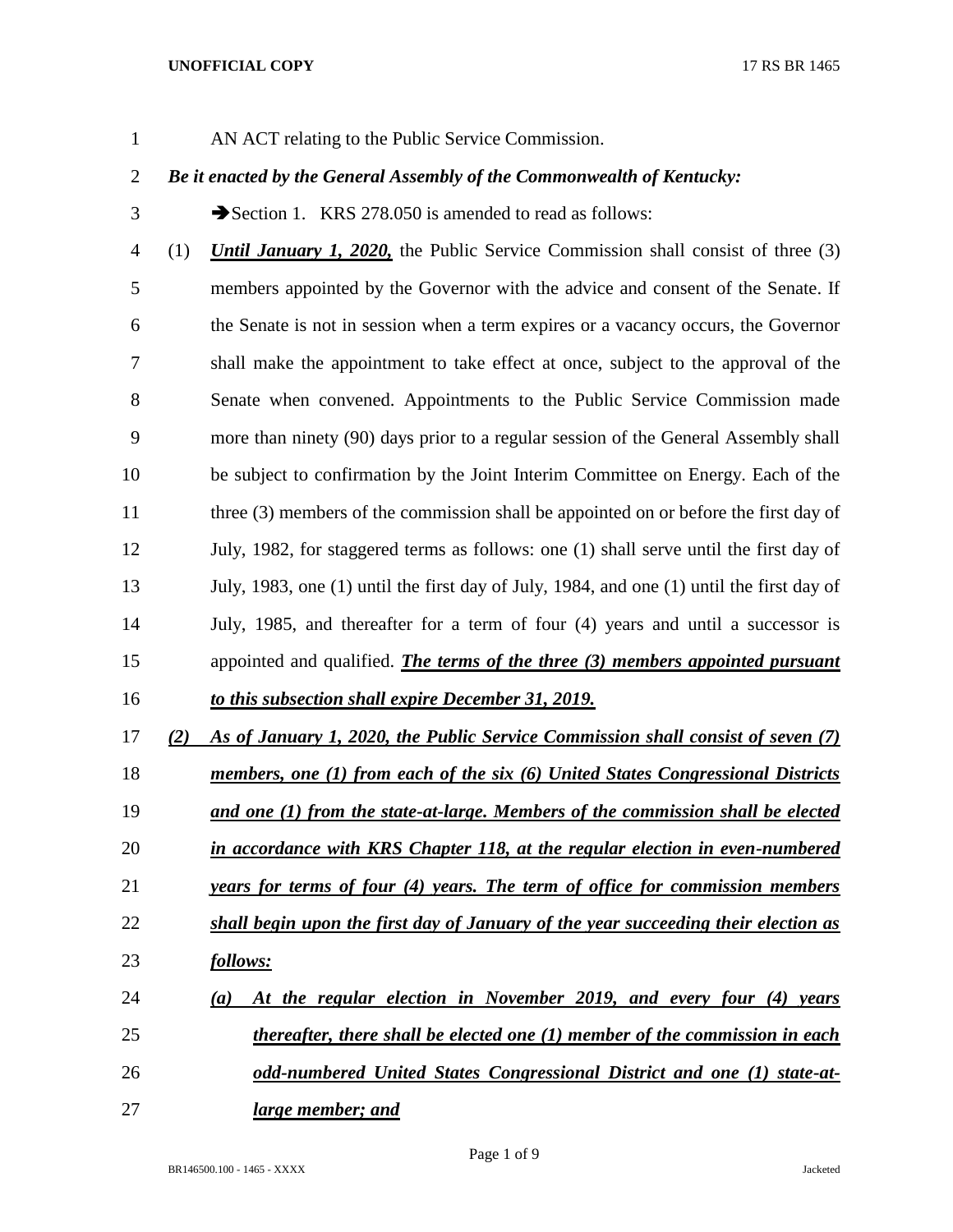AN ACT relating to the Public Service Commission.

***Be it enacted by the General Assembly of the Commonwealth of Kentucky:***

➔Section 1. KRS 278.050 is amended to read as follows:

(1) ***Until January 1, 2020,*** the Public Service Commission shall consist of three (3) members appointed by the Governor with the advice and consent of the Senate. If the Senate is not in session when a term expires or a vacancy occurs, the Governor shall make the appointment to take effect at once, subject to the approval of the Senate when convened. Appointments to the Public Service Commission made more than ninety (90) days prior to a regular session of the General Assembly shall be subject to confirmation by the Joint Interim Committee on Energy. Each of the three (3) members of the commission shall be appointed on or before the first day of July, 1982, for staggered terms as follows: one (1) shall serve until the first day of July, 1983, one (1) until the first day of July, 1984, and one (1) until the first day of July, 1985, and thereafter for a term of four (4) years and until a successor is appointed and qualified. ***The terms of the three (3) members appointed pursuant to this subsection shall expire December 31, 2019.***

***(2) As of January 1, 2020, the Public Service Commission shall consist of seven (7) members, one (1) from each of the six (6) United States Congressional Districts and one (1) from the state-at-large. Members of the commission shall be elected in accordance with KRS Chapter 118, at the regular election in even-numbered years for terms of four (4) years. The term of office for commission members shall begin upon the first day of January of the year succeeding their election as follows:***

***(a) At the regular election in November 2019, and every four (4) years thereafter, there shall be elected one (1) member of the commission in each odd-numbered United States Congressional District and one (1) state-at-large member; and***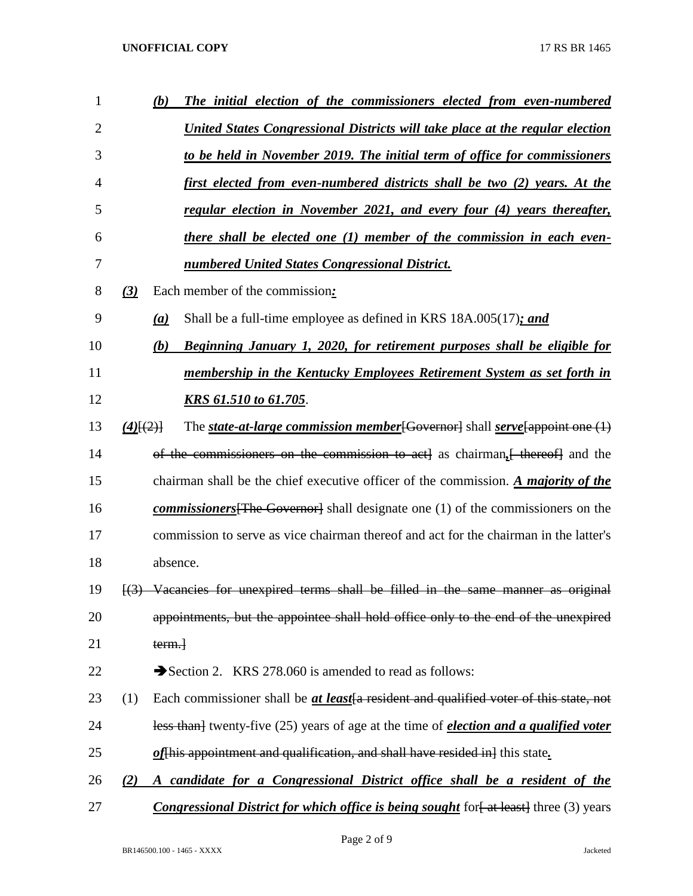(b) ***The initial election of the commissioners elected from even-numbered United States Congressional Districts will take place at the regular election to be held in November 2019. The initial term of office for commissioners first elected from even-numbered districts shall be two (2) years. At the regular election in November 2021, and every four (4) years thereafter, there shall be elected one (1) member of the commission in each even-numbered United States Congressional District.***

***(3)*** Each member of the commission***:***

***(a)*** Shall be a full-time employee as defined in KRS 18A.005(17)***; and***

***(b)*** ***Beginning January 1, 2020, for retirement purposes shall be eligible for membership in the Kentucky Employees Retirement System as set forth in KRS 61.510 to 61.705***.

***(4)***~~[(2)]~~ The ***state-at-large commission member***~~[Governor]~~ shall ***serve***~~[appoint one (1) of the commissioners on the commission to act]~~ as chairman***,***~~[ thereof]~~ and the chairman shall be the chief executive officer of the commission. ***A majority of the commissioners***~~[The Governor]~~ shall designate one (1) of the commissioners on the commission to serve as vice chairman thereof and act for the chairman in the latter's absence.

~~[(3) Vacancies for unexpired terms shall be filled in the same manner as original appointments, but the appointee shall hold office only to the end of the unexpired term.]~~

➔Section 2. KRS 278.060 is amended to read as follows:

(1) Each commissioner shall be ***at least***~~[a resident and qualified voter of this state, not less than]~~ twenty-five (25) years of age at the time of ***election and a qualified voter of***~~[his appointment and qualification, and shall have resided in]~~ this state***.***

***(2)*** ***A candidate for a Congressional District office shall be a resident of the Congressional District for which office is being sought*** for~~[ at least]~~ three (3) years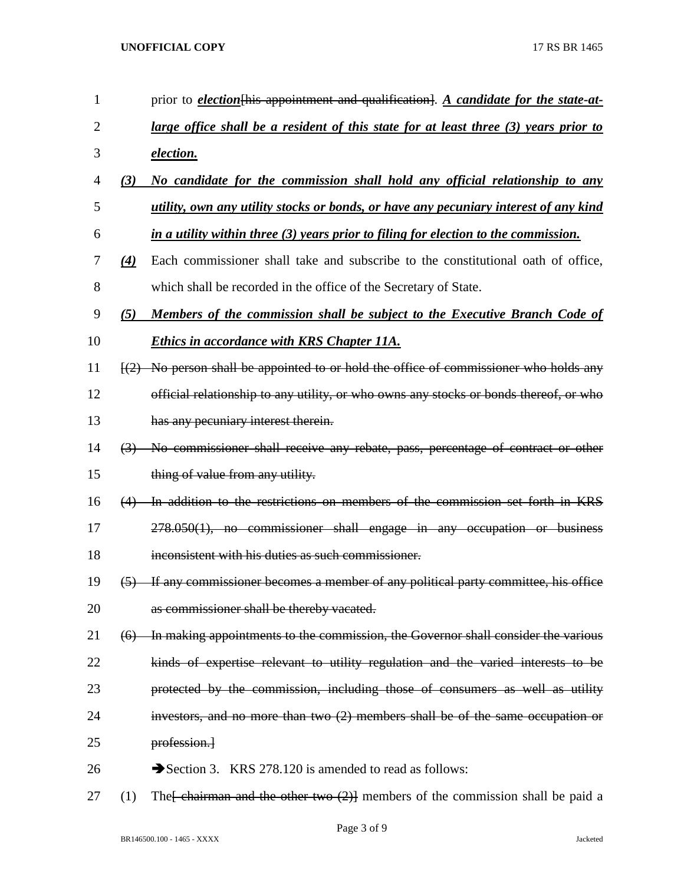prior to ***election***~~[his appointment and qualification]~~. ***A candidate for the state-at-large office shall be a resident of this state for at least three (3) years prior to election.***

***(3)*** ***No candidate for the commission shall hold any official relationship to any utility, own any utility stocks or bonds, or have any pecuniary interest of any kind in a utility within three (3) years prior to filing for election to the commission.***

***(4)*** Each commissioner shall take and subscribe to the constitutional oath of office, which shall be recorded in the office of the Secretary of State.

***(5)*** ***Members of the commission shall be subject to the Executive Branch Code of Ethics in accordance with KRS Chapter 11A.***

~~[(2) No person shall be appointed to or hold the office of commissioner who holds any official relationship to any utility, or who owns any stocks or bonds thereof, or who has any pecuniary interest therein.~~

~~(3) No commissioner shall receive any rebate, pass, percentage of contract or other thing of value from any utility.~~

~~(4) In addition to the restrictions on members of the commission set forth in KRS 278.050(1), no commissioner shall engage in any occupation or business inconsistent with his duties as such commissioner.~~

~~(5) If any commissioner becomes a member of any political party committee, his office as commissioner shall be thereby vacated.~~

~~(6) In making appointments to the commission, the Governor shall consider the various kinds of expertise relevant to utility regulation and the varied interests to be protected by the commission, including those of consumers as well as utility investors, and no more than two (2) members shall be of the same occupation or profession.]~~

➔Section 3. KRS 278.120 is amended to read as follows:

(1) The~~[ chairman and the other two (2)]~~ members of the commission shall be paid a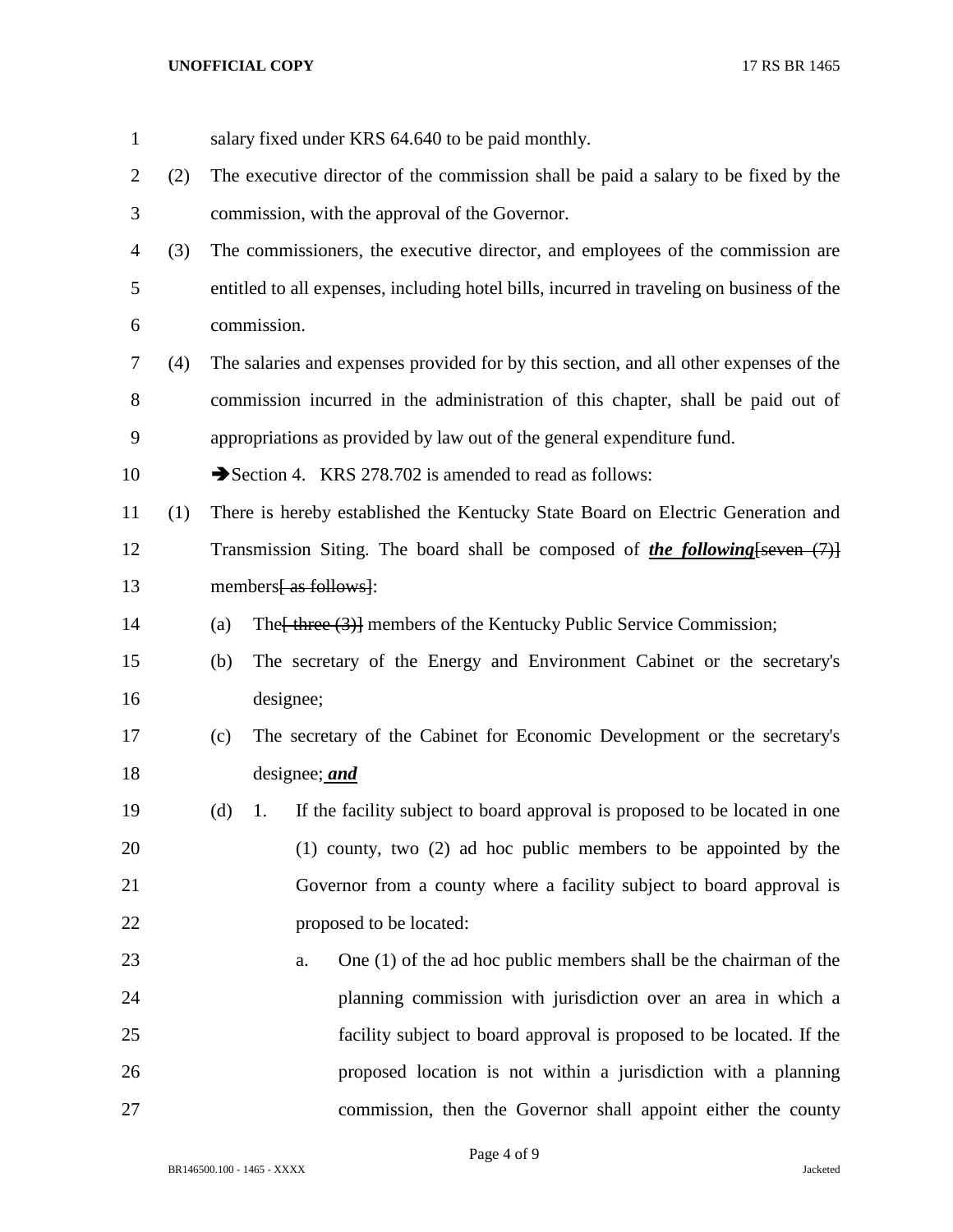salary fixed under KRS 64.640 to be paid monthly.

(2) The executive director of the commission shall be paid a salary to be fixed by the commission, with the approval of the Governor.

(3) The commissioners, the executive director, and employees of the commission are entitled to all expenses, including hotel bills, incurred in traveling on business of the commission.

(4) The salaries and expenses provided for by this section, and all other expenses of the commission incurred in the administration of this chapter, shall be paid out of appropriations as provided by law out of the general expenditure fund.

➔Section 4. KRS 278.702 is amended to read as follows:

(1) There is hereby established the Kentucky State Board on Electric Generation and Transmission Siting. The board shall be composed of ***the following***~~[seven (7)]~~ members~~[ as follows]~~:

(a) The~~[ three (3)]~~ members of the Kentucky Public Service Commission;

(b) The secretary of the Energy and Environment Cabinet or the secretary's designee;

(c) The secretary of the Cabinet for Economic Development or the secretary's designee; ***and***

(d) 1. If the facility subject to board approval is proposed to be located in one (1) county, two (2) ad hoc public members to be appointed by the Governor from a county where a facility subject to board approval is proposed to be located:

a. One (1) of the ad hoc public members shall be the chairman of the planning commission with jurisdiction over an area in which a facility subject to board approval is proposed to be located. If the proposed location is not within a jurisdiction with a planning commission, then the Governor shall appoint either the county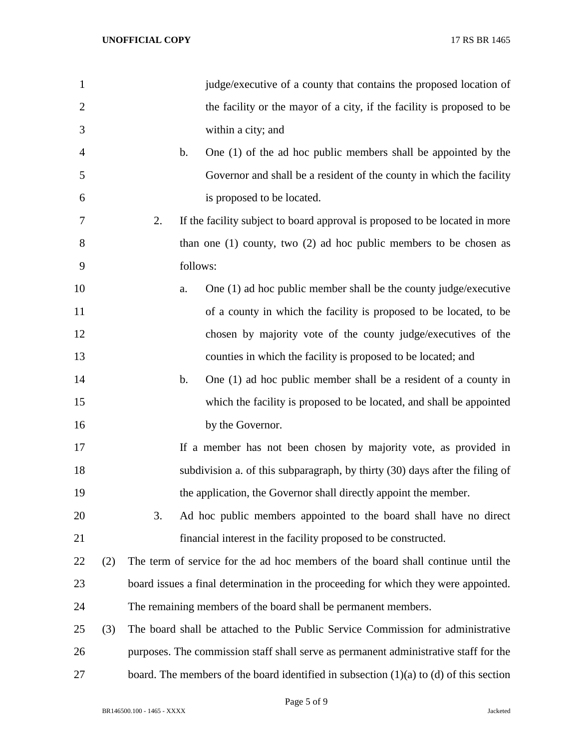judge/executive of a county that contains the proposed location of the facility or the mayor of a city, if the facility is proposed to be within a city; and

b. One (1) of the ad hoc public members shall be appointed by the Governor and shall be a resident of the county in which the facility is proposed to be located.

2. If the facility subject to board approval is proposed to be located in more than one (1) county, two (2) ad hoc public members to be chosen as follows:

a. One (1) ad hoc public member shall be the county judge/executive of a county in which the facility is proposed to be located, to be chosen by majority vote of the county judge/executives of the counties in which the facility is proposed to be located; and

b. One (1) ad hoc public member shall be a resident of a county in which the facility is proposed to be located, and shall be appointed by the Governor.

If a member has not been chosen by majority vote, as provided in subdivision a. of this subparagraph, by thirty (30) days after the filing of the application, the Governor shall directly appoint the member.

3. Ad hoc public members appointed to the board shall have no direct financial interest in the facility proposed to be constructed.

(2) The term of service for the ad hoc members of the board shall continue until the board issues a final determination in the proceeding for which they were appointed. The remaining members of the board shall be permanent members.

(3) The board shall be attached to the Public Service Commission for administrative purposes. The commission staff shall serve as permanent administrative staff for the board. The members of the board identified in subsection (1)(a) to (d) of this section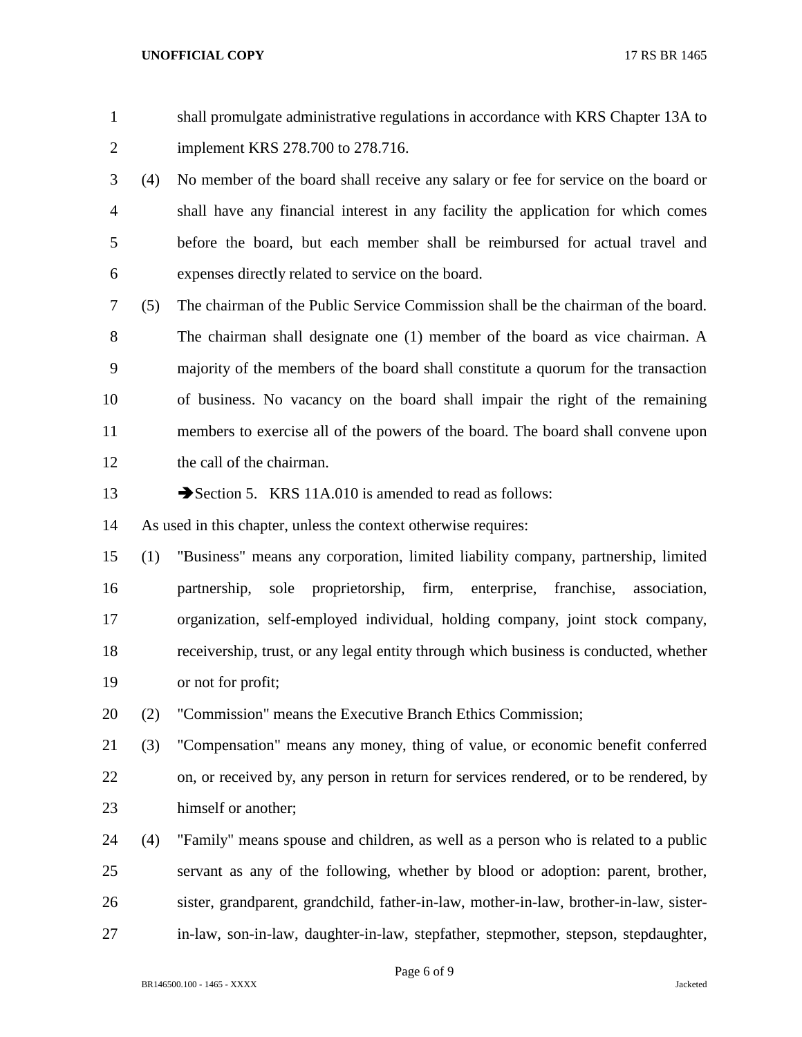shall promulgate administrative regulations in accordance with KRS Chapter 13A to implement KRS 278.700 to 278.716.

(4) No member of the board shall receive any salary or fee for service on the board or shall have any financial interest in any facility the application for which comes before the board, but each member shall be reimbursed for actual travel and expenses directly related to service on the board.

(5) The chairman of the Public Service Commission shall be the chairman of the board. The chairman shall designate one (1) member of the board as vice chairman. A majority of the members of the board shall constitute a quorum for the transaction of business. No vacancy on the board shall impair the right of the remaining members to exercise all of the powers of the board. The board shall convene upon the call of the chairman.

➔Section 5. KRS 11A.010 is amended to read as follows:

As used in this chapter, unless the context otherwise requires:

(1) "Business" means any corporation, limited liability company, partnership, limited partnership, sole proprietorship, firm, enterprise, franchise, association, organization, self-employed individual, holding company, joint stock company, receivership, trust, or any legal entity through which business is conducted, whether or not for profit;

(2) "Commission" means the Executive Branch Ethics Commission;

(3) "Compensation" means any money, thing of value, or economic benefit conferred on, or received by, any person in return for services rendered, or to be rendered, by himself or another;

(4) "Family" means spouse and children, as well as a person who is related to a public servant as any of the following, whether by blood or adoption: parent, brother, sister, grandparent, grandchild, father-in-law, mother-in-law, brother-in-law, sister-in-law, son-in-law, daughter-in-law, stepfather, stepmother, stepson, stepdaughter,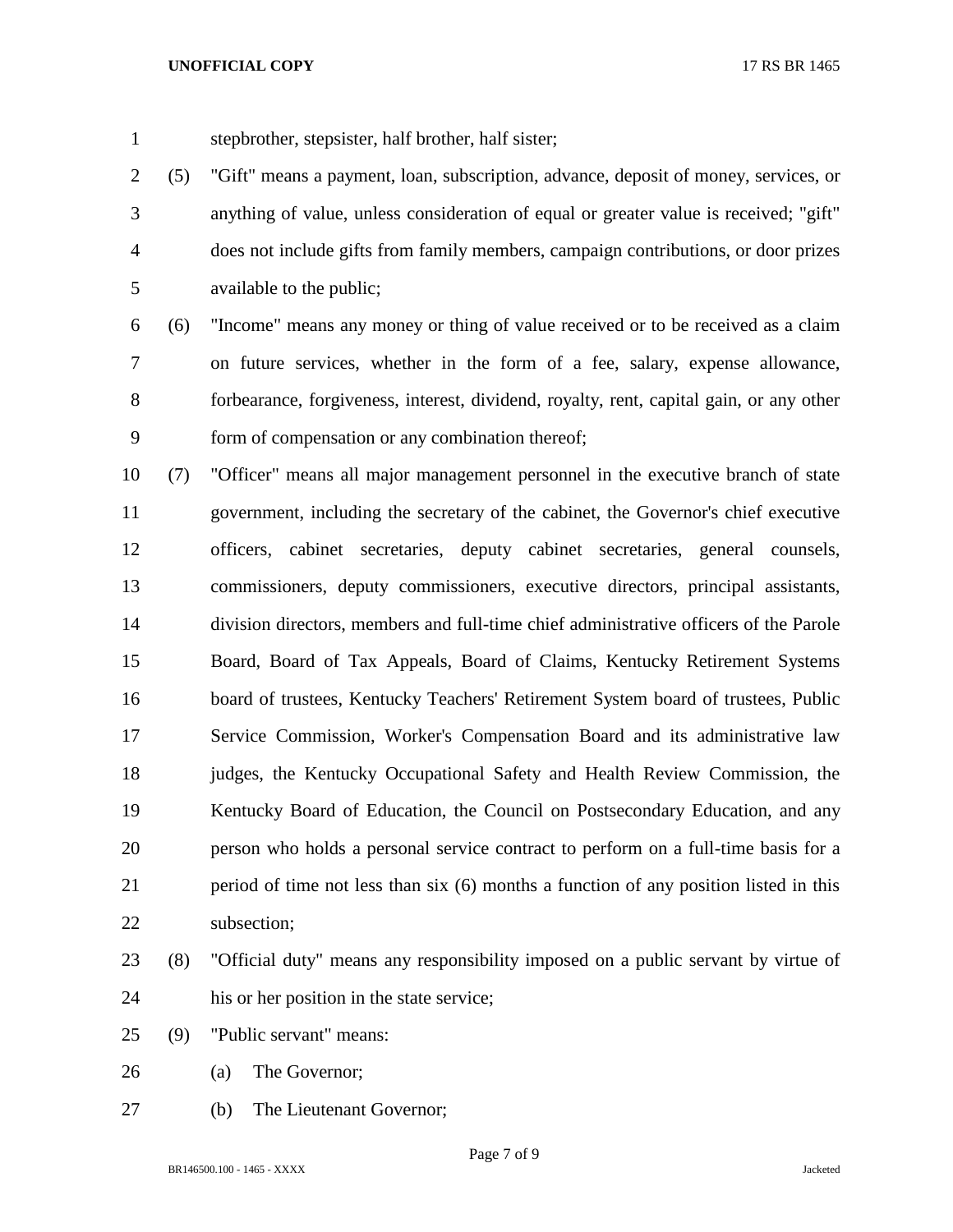stepbrother, stepsister, half brother, half sister;

(5) "Gift" means a payment, loan, subscription, advance, deposit of money, services, or anything of value, unless consideration of equal or greater value is received; "gift" does not include gifts from family members, campaign contributions, or door prizes available to the public;

(6) "Income" means any money or thing of value received or to be received as a claim on future services, whether in the form of a fee, salary, expense allowance, forbearance, forgiveness, interest, dividend, royalty, rent, capital gain, or any other form of compensation or any combination thereof;

(7) "Officer" means all major management personnel in the executive branch of state government, including the secretary of the cabinet, the Governor's chief executive officers, cabinet secretaries, deputy cabinet secretaries, general counsels, commissioners, deputy commissioners, executive directors, principal assistants, division directors, members and full-time chief administrative officers of the Parole Board, Board of Tax Appeals, Board of Claims, Kentucky Retirement Systems board of trustees, Kentucky Teachers' Retirement System board of trustees, Public Service Commission, Worker's Compensation Board and its administrative law judges, the Kentucky Occupational Safety and Health Review Commission, the Kentucky Board of Education, the Council on Postsecondary Education, and any person who holds a personal service contract to perform on a full-time basis for a period of time not less than six (6) months a function of any position listed in this subsection;

(8) "Official duty" means any responsibility imposed on a public servant by virtue of his or her position in the state service;

(9) "Public servant" means:

(a) The Governor;

(b) The Lieutenant Governor;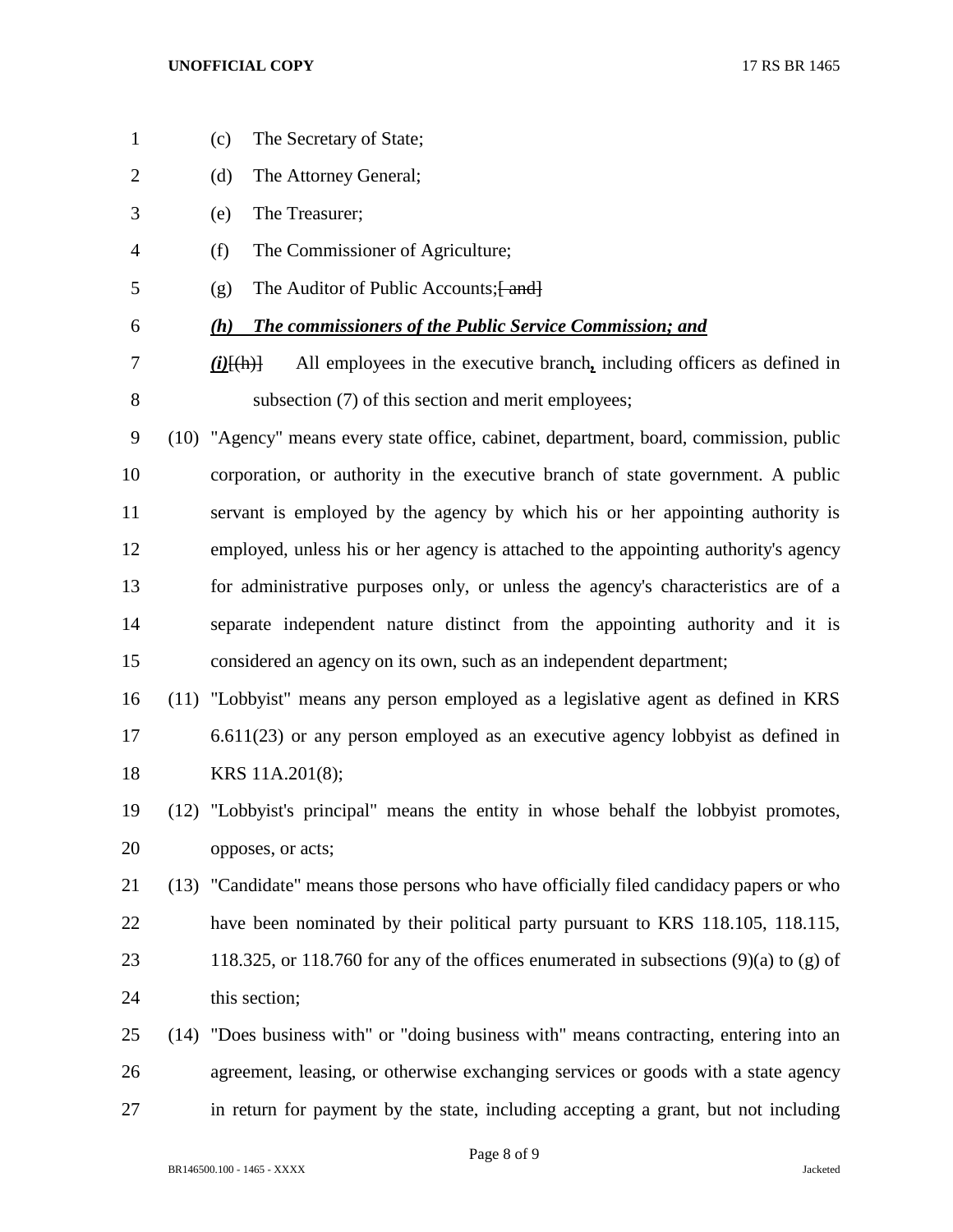(c) The Secretary of State;

(d) The Attorney General;

(e) The Treasurer;

(f) The Commissioner of Agriculture;

(g) The Auditor of Public Accounts;~~[ and]~~

***(h) The commissioners of the Public Service Commission; and***

***(i)***~~[(h)]~~ All employees in the executive branch***,*** including officers as defined in subsection (7) of this section and merit employees;

(10) "Agency" means every state office, cabinet, department, board, commission, public corporation, or authority in the executive branch of state government. A public servant is employed by the agency by which his or her appointing authority is employed, unless his or her agency is attached to the appointing authority's agency for administrative purposes only, or unless the agency's characteristics are of a separate independent nature distinct from the appointing authority and it is considered an agency on its own, such as an independent department;

(11) "Lobbyist" means any person employed as a legislative agent as defined in KRS 6.611(23) or any person employed as an executive agency lobbyist as defined in KRS 11A.201(8);

(12) "Lobbyist's principal" means the entity in whose behalf the lobbyist promotes, opposes, or acts;

(13) "Candidate" means those persons who have officially filed candidacy papers or who have been nominated by their political party pursuant to KRS 118.105, 118.115, 118.325, or 118.760 for any of the offices enumerated in subsections (9)(a) to (g) of this section;

(14) "Does business with" or "doing business with" means contracting, entering into an agreement, leasing, or otherwise exchanging services or goods with a state agency in return for payment by the state, including accepting a grant, but not including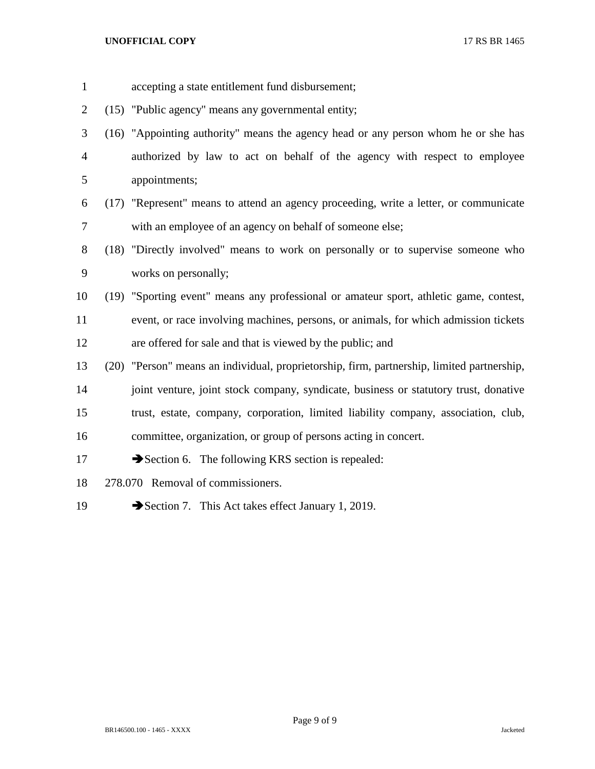accepting a state entitlement fund disbursement;

(15) "Public agency" means any governmental entity;

(16) "Appointing authority" means the agency head or any person whom he or she has authorized by law to act on behalf of the agency with respect to employee appointments;

(17) "Represent" means to attend an agency proceeding, write a letter, or communicate with an employee of an agency on behalf of someone else;

(18) "Directly involved" means to work on personally or to supervise someone who works on personally;

(19) "Sporting event" means any professional or amateur sport, athletic game, contest, event, or race involving machines, persons, or animals, for which admission tickets are offered for sale and that is viewed by the public; and

(20) "Person" means an individual, proprietorship, firm, partnership, limited partnership, joint venture, joint stock company, syndicate, business or statutory trust, donative trust, estate, company, corporation, limited liability company, association, club, committee, organization, or group of persons acting in concert.

➔Section 6. The following KRS section is repealed:

278.070 Removal of commissioners.

➔Section 7. This Act takes effect January 1, 2019.